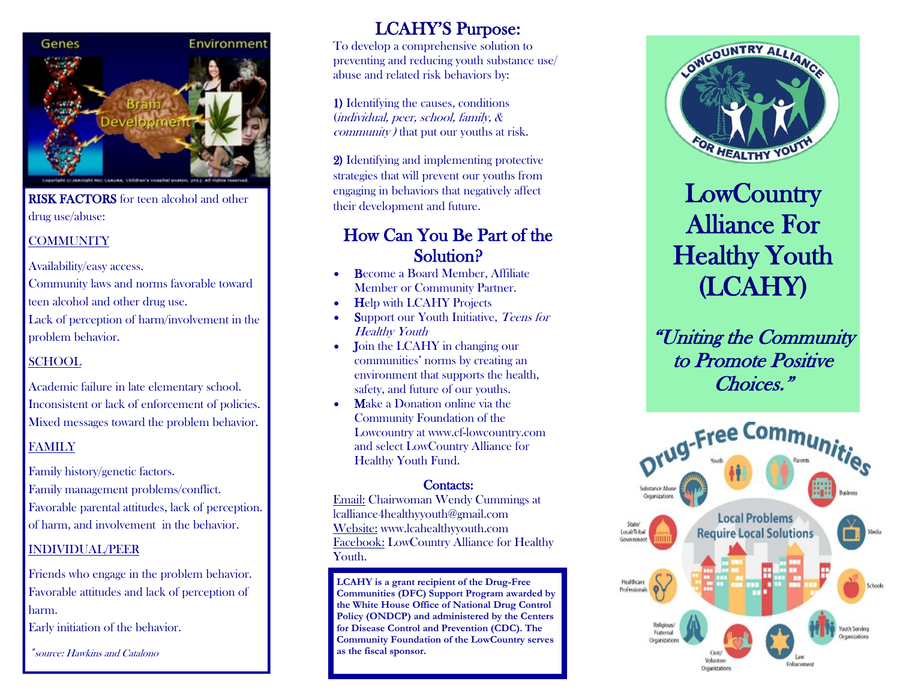**RISK FACTORS** for teen alcohol and other drug use/abuse:

COMMUNITY

Availability/easy access.
Community laws and norms favorable toward teen alcohol and other drug use.
Lack of perception of harm/involvement in the problem behavior.

SCHOOL

Academic failure in late elementary school.
Inconsistent or lack of enforcement of policies.
Mixed messages toward the problem behavior.

FAMILY

Family history/genetic factors.
Family management problems/conflict.
Favorable parental attitudes, lack of perception. of harm, and involvement in the behavior.

INDIVIDUAL/PEER

Friends who engage in the problem behavior.
Favorable attitudes and lack of perception of harm.
Early initiation of the behavior.

*source: Hawkins and Catalono*

## LCAHY'S Purpose:

To develop a comprehensive solution to preventing and reducing youth substance use/ abuse and related risk behaviors by:

1) Identifying the causes, conditions (*individual, peer, school, family, & community*) that put our youths at risk.

2) Identifying and implementing protective strategies that will prevent our youths from engaging in behaviors that negatively affect their development and future.

## How Can You Be Part of the Solution?

- Become a Board Member, Affiliate Member or Community Partner.
- Help with LCAHY Projects
- Support our Youth Initiative, *Teens for Healthy Youth*
- Join the LCAHY in changing our communities' norms by creating an environment that supports the health, safety, and future of our youths.
- Make a Donation online via the Community Foundation of the Lowcountry at www.cf-lowcountry.com and select LowCountry Alliance for Healthy Youth Fund.

### Contacts:

Email: Chairwoman Wendy Cummings at lcalliance4healthyyouth@gmail.com
Website: www.lcahealthyyouth.com
Facebook: LowCountry Alliance for Healthy Youth.

**LCAHY is a grant recipient of the Drug-Free Communities (DFC) Support Program awarded by the White House Office of National Drug Control Policy (ONDCP) and administered by the Centers for Disease Control and Prevention (CDC). The Community Foundation of the LowCountry serves as the fiscal sponsor.**

# LowCountry Alliance For Healthy Youth (LCAHY)

*"Uniting the Community to Promote Positive Choices."*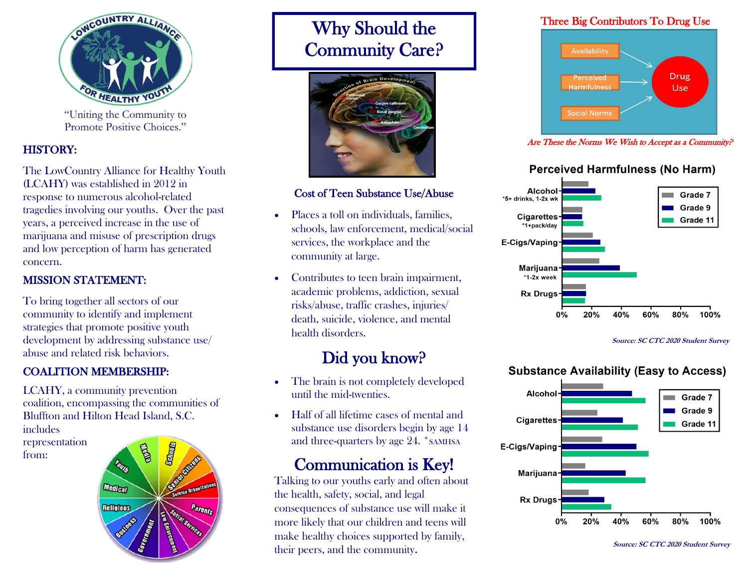LOWCOUNTRY ALLIANCE FOR HEALTHY YOUTH

"Uniting the Community to Promote Positive Choices."

## HISTORY:

The LowCountry Alliance for Healthy Youth (LCAHY) was established in 2012 in response to numerous alcohol-related tragedies involving our youths. Over the past years, a perceived increase in the use of marijuana and misuse of prescription drugs and low perception of harm has generated concern.

## MISSION STATEMENT:

To bring together all sectors of our community to identify and implement strategies that promote positive youth development by addressing substance use/ abuse and related risk behaviors.

## COALITION MEMBERSHIP:

LCAHY, a community prevention coalition, encompassing the communities of Bluffton and Hilton Head Island, S.C. includes representation from:

Media, Schools, Senior Citizens, Service Organizations, Parents, Social Services, Law Enforcement, Government, Business, Religious, Medical, Youth

# Why Should the Community Care?

Direction of Brain Development
Prefrontal cortex
Corpus callosum
Basal ganglia
Amygdala
Cerebellum

### Cost of Teen Substance Use/Abuse

- Places a toll on individuals, families, schools, law enforcement, medical/social services, the workplace and the community at large.
- Contributes to teen brain impairment, academic problems, addiction, sexual risks/abuse, traffic crashes, injuries/ death, suicide, violence, and mental health disorders.

## Did you know?

- The brain is not completely developed until the mid-twenties.
- Half of all lifetime cases of mental and substance use disorders begin by age 14 and three-quarters by age 24. *SAMHSA

## Communication is Key!

Talking to our youths early and often about the health, safety, social, and legal consequences of substance use will make it more likely that our children and teens will make healthy choices supported by family, their peers, and the community.

### Three Big Contributors To Drug Use

Availability
Perceived Harmfulness
Social Norms
Drug Use

*Are These the Norms We Wish to Accept as a Community?*

### Perceived Harmfulness (No Harm)

Alcohol *5+ drinks, 1-2x wk
Cigarettes *1+pack/day
E-Cigs/Vaping
Marijuana *1-2x week
Rx Drugs
0% 20% 40% 60% 80% 100%
Grade 7
Grade 9
Grade 11

*Source: SC CTC 2020 Student Survey*

### Substance Availability (Easy to Access)

Alcohol
Cigarettes
E-Cigs/Vaping
Marijuana
Rx Drugs
0% 20% 40% 60% 80% 100%
Grade 7
Grade 9
Grade 11

*Source: SC CTC 2020 Student Survey*